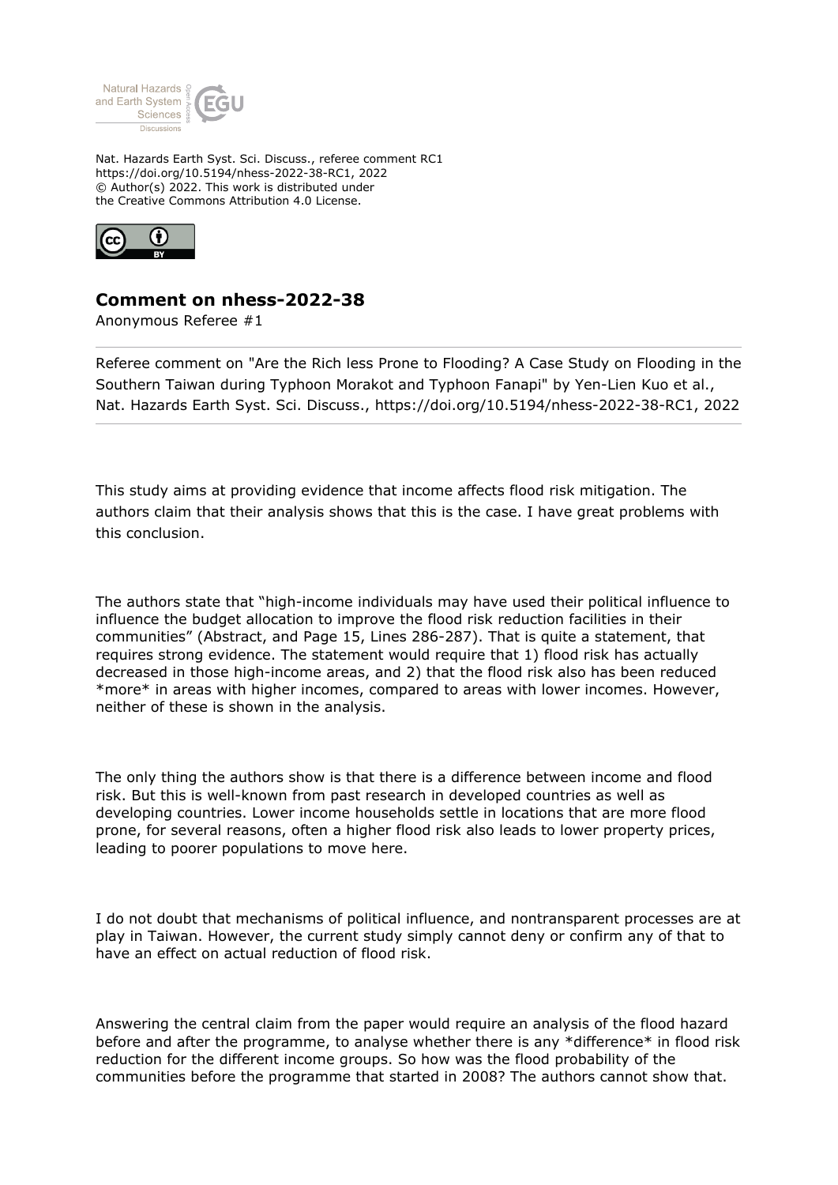Nat. Hazards Earth Syst. Sci. Discuss., referee comment RC1
https://doi.org/10.5194/nhess-2022-38-RC1, 2022
© Author(s) 2022. This work is distributed under
the Creative Commons Attribution 4.0 License.

## Comment on nhess-2022-38

Anonymous Referee #1

---

Referee comment on "Are the Rich less Prone to Flooding? A Case Study on Flooding in the Southern Taiwan during Typhoon Morakot and Typhoon Fanapi" by Yen-Lien Kuo et al., Nat. Hazards Earth Syst. Sci. Discuss., https://doi.org/10.5194/nhess-2022-38-RC1, 2022

---

This study aims at providing evidence that income affects flood risk mitigation. The authors claim that their analysis shows that this is the case. I have great problems with this conclusion.

The authors state that "high-income individuals may have used their political influence to influence the budget allocation to improve the flood risk reduction facilities in their communities" (Abstract, and Page 15, Lines 286-287). That is quite a statement, that requires strong evidence. The statement would require that 1) flood risk has actually decreased in those high-income areas, and 2) that the flood risk also has been reduced *more* in areas with higher incomes, compared to areas with lower incomes. However, neither of these is shown in the analysis.

The only thing the authors show is that there is a difference between income and flood risk. But this is well-known from past research in developed countries as well as developing countries. Lower income households settle in locations that are more flood prone, for several reasons, often a higher flood risk also leads to lower property prices, leading to poorer populations to move here.

I do not doubt that mechanisms of political influence, and nontransparent processes are at play in Taiwan. However, the current study simply cannot deny or confirm any of that to have an effect on actual reduction of flood risk.

Answering the central claim from the paper would require an analysis of the flood hazard before and after the programme, to analyse whether there is any *difference* in flood risk reduction for the different income groups. So how was the flood probability of the communities before the programme that started in 2008? The authors cannot show that.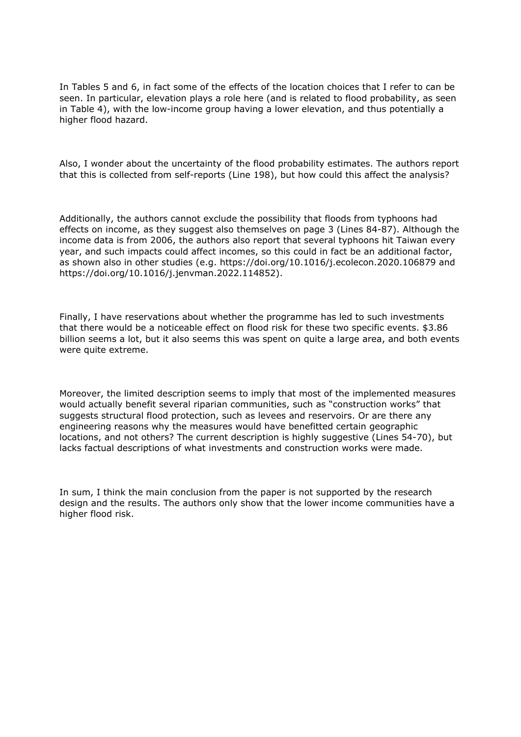In Tables 5 and 6, in fact some of the effects of the location choices that I refer to can be seen. In particular, elevation plays a role here (and is related to flood probability, as seen in Table 4), with the low-income group having a lower elevation, and thus potentially a higher flood hazard.

Also, I wonder about the uncertainty of the flood probability estimates. The authors report that this is collected from self-reports (Line 198), but how could this affect the analysis?

Additionally, the authors cannot exclude the possibility that floods from typhoons had effects on income, as they suggest also themselves on page 3 (Lines 84-87). Although the income data is from 2006, the authors also report that several typhoons hit Taiwan every year, and such impacts could affect incomes, so this could in fact be an additional factor, as shown also in other studies (e.g. https://doi.org/10.1016/j.ecolecon.2020.106879 and https://doi.org/10.1016/j.jenvman.2022.114852).

Finally, I have reservations about whether the programme has led to such investments that there would be a noticeable effect on flood risk for these two specific events. $3.86 billion seems a lot, but it also seems this was spent on quite a large area, and both events were quite extreme.

Moreover, the limited description seems to imply that most of the implemented measures would actually benefit several riparian communities, such as "construction works" that suggests structural flood protection, such as levees and reservoirs. Or are there any engineering reasons why the measures would have benefitted certain geographic locations, and not others? The current description is highly suggestive (Lines 54-70), but lacks factual descriptions of what investments and construction works were made.

In sum, I think the main conclusion from the paper is not supported by the research design and the results. The authors only show that the lower income communities have a higher flood risk.